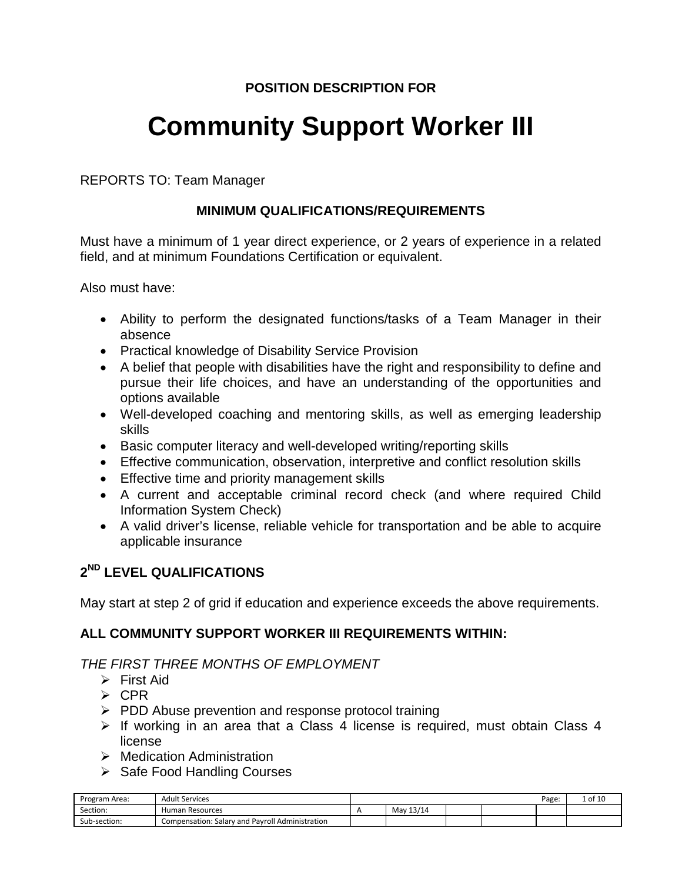**POSITION DESCRIPTION FOR**

# Community Support Worker III

REPORTS TO: Team Manager

**MINIMUM QUALIFICATIONS/REQUIREMENTS**

Must have a minimum of 1 year direct experience, or 2 years of experience in a related field, and at minimum Foundations Certification or equivalent.

Also must have:

- Ability to perform the designated functions/tasks of a Team Manager in their absence
- Practical knowledge of Disability Service Provision
- A belief that people with disabilities have the right and responsibility to define and pursue their life choices, and have an understanding of the opportunities and options available
- Well-developed coaching and mentoring skills, as well as emerging leadership skills
- Basic computer literacy and well-developed writing/reporting skills
- Effective communication, observation, interpretive and conflict resolution skills
- Effective time and priority management skills
- A current and acceptable criminal record check (and where required Child Information System Check)
- A valid driver's license, reliable vehicle for transportation and be able to acquire applicable insurance

## 2ND LEVEL QUALIFICATIONS

May start at step 2 of grid if education and experience exceeds the above requirements.

## ALL COMMUNITY SUPPORT WORKER III REQUIREMENTS WITHIN:

*THE FIRST THREE MONTHS OF EMPLOYMENT*

- First Aid
- CPR
- PDD Abuse prevention and response protocol training
- If working in an area that a Class 4 license is required, must obtain Class 4 license
- Medication Administration
- Safe Food Handling Courses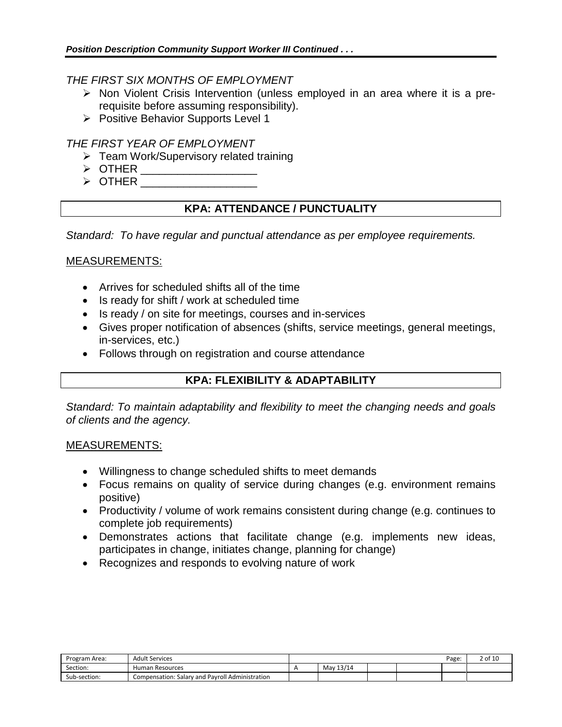*THE FIRST SIX MONTHS OF EMPLOYMENT*

- Non Violent Crisis Intervention (unless employed in an area where it is a pre-requisite before assuming responsibility).
- Positive Behavior Supports Level 1

*THE FIRST YEAR OF EMPLOYMENT*

- Team Work/Supervisory related training
- OTHER ___________________
- OTHER ___________________

## KPA: ATTENDANCE / PUNCTUALITY

*Standard: To have regular and punctual attendance as per employee requirements.*

MEASUREMENTS:

- Arrives for scheduled shifts all of the time
- Is ready for shift / work at scheduled time
- Is ready / on site for meetings, courses and in-services
- Gives proper notification of absences (shifts, service meetings, general meetings, in-services, etc.)
- Follows through on registration and course attendance

## KPA: FLEXIBILITY & ADAPTABILITY

*Standard: To maintain adaptability and flexibility to meet the changing needs and goals of clients and the agency.*

MEASUREMENTS:

- Willingness to change scheduled shifts to meet demands
- Focus remains on quality of service during changes (e.g. environment remains positive)
- Productivity / volume of work remains consistent during change (e.g. continues to complete job requirements)
- Demonstrates actions that facilitate change (e.g. implements new ideas, participates in change, initiates change, planning for change)
- Recognizes and responds to evolving nature of work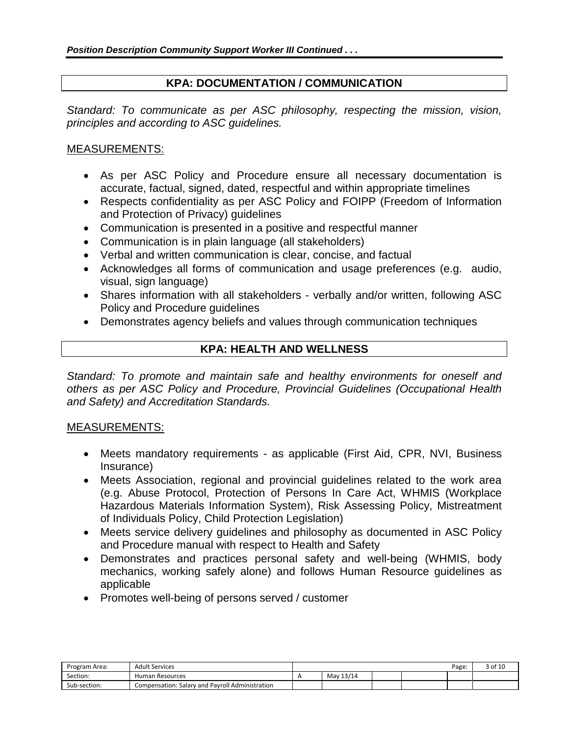## KPA: DOCUMENTATION / COMMUNICATION

*Standard: To communicate as per ASC philosophy, respecting the mission, vision, principles and according to ASC guidelines.*

MEASUREMENTS:

- As per ASC Policy and Procedure ensure all necessary documentation is accurate, factual, signed, dated, respectful and within appropriate timelines
- Respects confidentiality as per ASC Policy and FOIPP (Freedom of Information and Protection of Privacy) guidelines
- Communication is presented in a positive and respectful manner
- Communication is in plain language (all stakeholders)
- Verbal and written communication is clear, concise, and factual
- Acknowledges all forms of communication and usage preferences (e.g. audio, visual, sign language)
- Shares information with all stakeholders - verbally and/or written, following ASC Policy and Procedure guidelines
- Demonstrates agency beliefs and values through communication techniques

## KPA: HEALTH AND WELLNESS

*Standard: To promote and maintain safe and healthy environments for oneself and others as per ASC Policy and Procedure, Provincial Guidelines (Occupational Health and Safety) and Accreditation Standards.*

MEASUREMENTS:

- Meets mandatory requirements - as applicable (First Aid, CPR, NVI, Business Insurance)
- Meets Association, regional and provincial guidelines related to the work area (e.g. Abuse Protocol, Protection of Persons In Care Act, WHMIS (Workplace Hazardous Materials Information System), Risk Assessing Policy, Mistreatment of Individuals Policy, Child Protection Legislation)
- Meets service delivery guidelines and philosophy as documented in ASC Policy and Procedure manual with respect to Health and Safety
- Demonstrates and practices personal safety and well-being (WHMIS, body mechanics, working safely alone) and follows Human Resource guidelines as applicable
- Promotes well-being of persons served / customer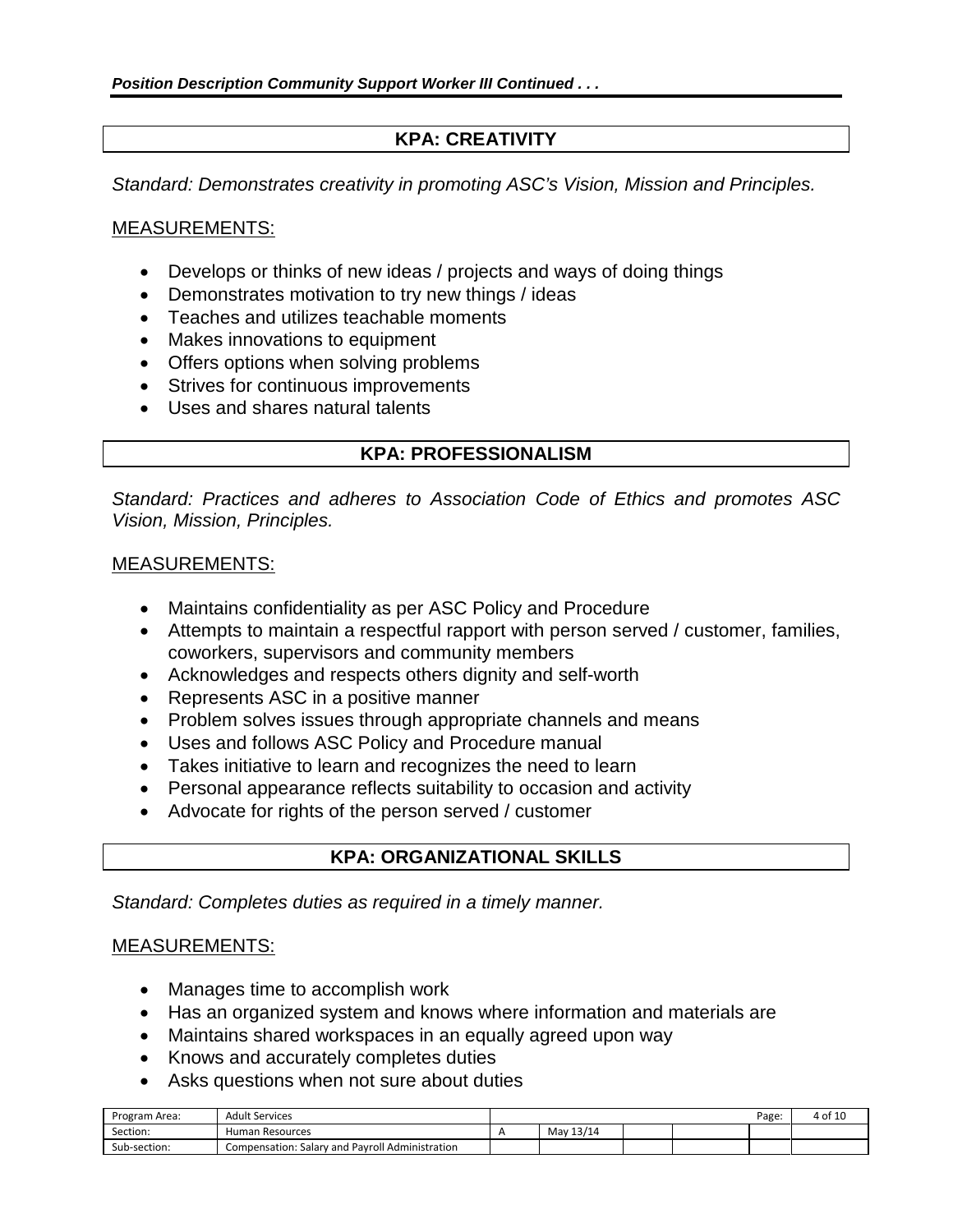## KPA: CREATIVITY

*Standard: Demonstrates creativity in promoting ASC's Vision, Mission and Principles.*

MEASUREMENTS:

- Develops or thinks of new ideas / projects and ways of doing things
- Demonstrates motivation to try new things / ideas
- Teaches and utilizes teachable moments
- Makes innovations to equipment
- Offers options when solving problems
- Strives for continuous improvements
- Uses and shares natural talents

## KPA: PROFESSIONALISM

*Standard: Practices and adheres to Association Code of Ethics and promotes ASC Vision, Mission, Principles.*

MEASUREMENTS:

- Maintains confidentiality as per ASC Policy and Procedure
- Attempts to maintain a respectful rapport with person served / customer, families, coworkers, supervisors and community members
- Acknowledges and respects others dignity and self-worth
- Represents ASC in a positive manner
- Problem solves issues through appropriate channels and means
- Uses and follows ASC Policy and Procedure manual
- Takes initiative to learn and recognizes the need to learn
- Personal appearance reflects suitability to occasion and activity
- Advocate for rights of the person served / customer

## KPA: ORGANIZATIONAL SKILLS

*Standard: Completes duties as required in a timely manner.*

MEASUREMENTS:

- Manages time to accomplish work
- Has an organized system and knows where information and materials are
- Maintains shared workspaces in an equally agreed upon way
- Knows and accurately completes duties
- Asks questions when not sure about duties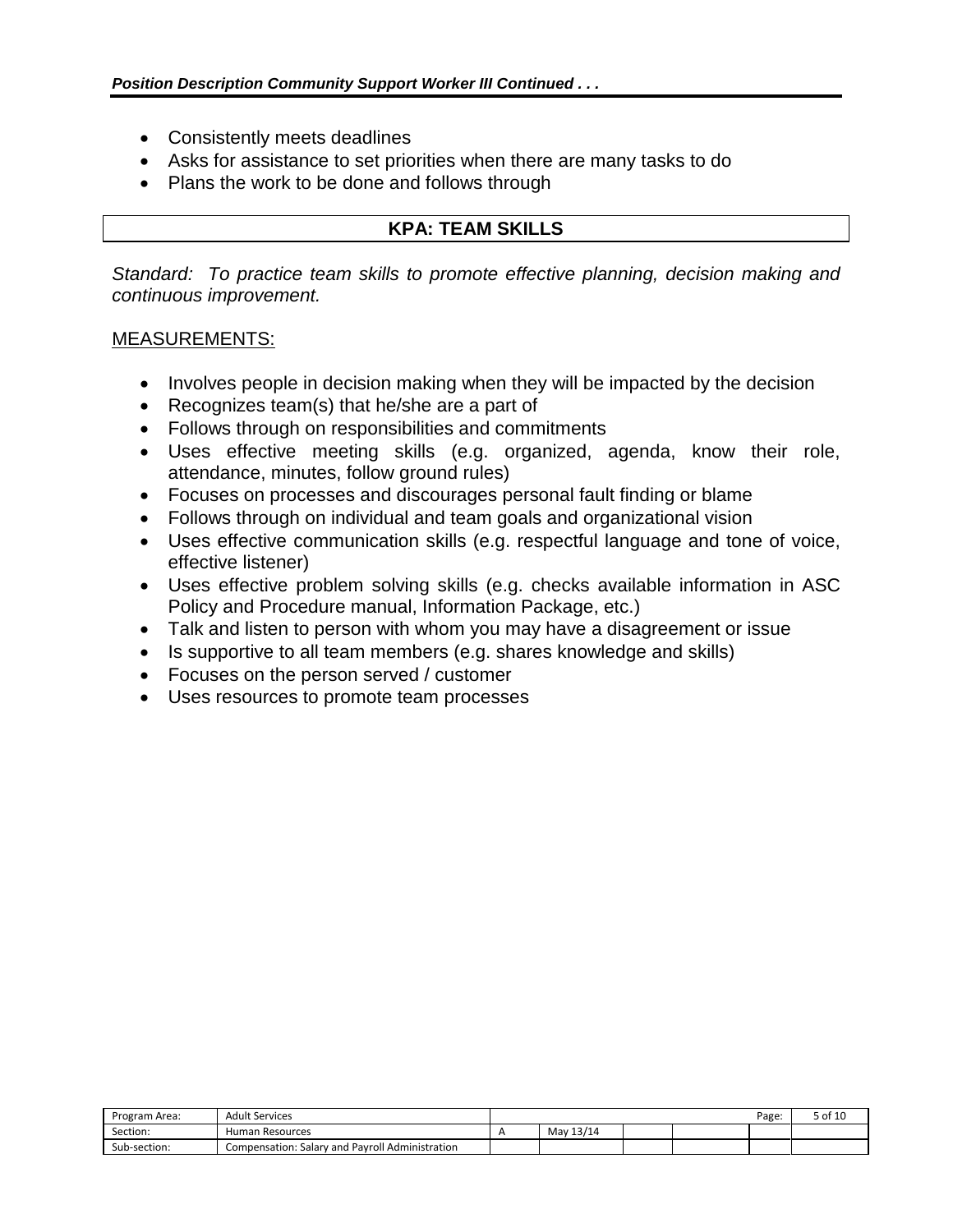- Consistently meets deadlines
- Asks for assistance to set priorities when there are many tasks to do
- Plans the work to be done and follows through

## KPA: TEAM SKILLS

*Standard: To practice team skills to promote effective planning, decision making and continuous improvement.*

MEASUREMENTS:

- Involves people in decision making when they will be impacted by the decision
- Recognizes team(s) that he/she are a part of
- Follows through on responsibilities and commitments
- Uses effective meeting skills (e.g. organized, agenda, know their role, attendance, minutes, follow ground rules)
- Focuses on processes and discourages personal fault finding or blame
- Follows through on individual and team goals and organizational vision
- Uses effective communication skills (e.g. respectful language and tone of voice, effective listener)
- Uses effective problem solving skills (e.g. checks available information in ASC Policy and Procedure manual, Information Package, etc.)
- Talk and listen to person with whom you may have a disagreement or issue
- Is supportive to all team members (e.g. shares knowledge and skills)
- Focuses on the person served / customer
- Uses resources to promote team processes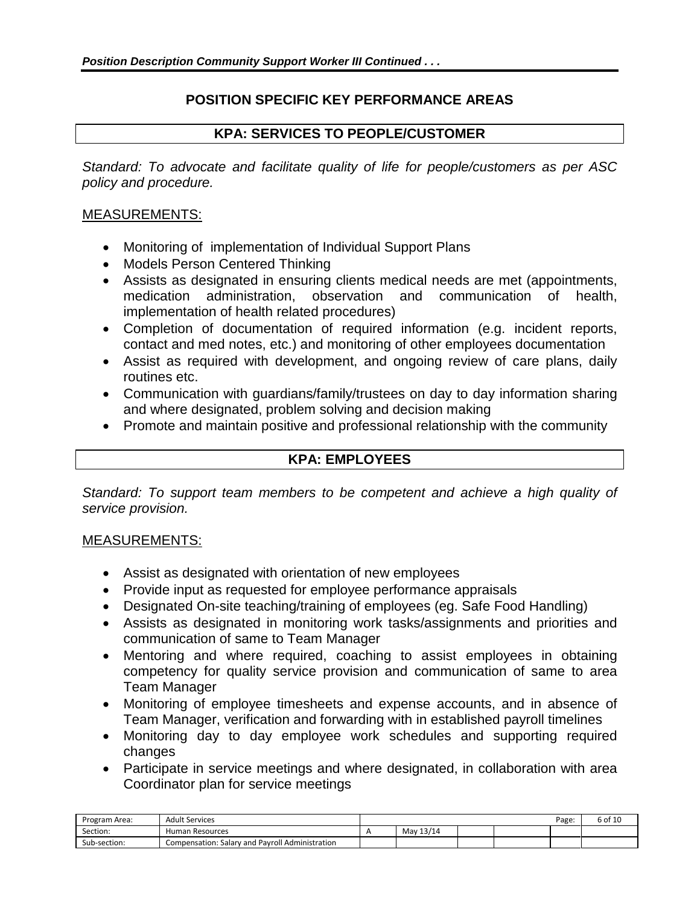## POSITION SPECIFIC KEY PERFORMANCE AREAS

### KPA: SERVICES TO PEOPLE/CUSTOMER

*Standard: To advocate and facilitate quality of life for people/customers as per ASC policy and procedure.*

MEASUREMENTS:

- Monitoring of implementation of Individual Support Plans
- Models Person Centered Thinking
- Assists as designated in ensuring clients medical needs are met (appointments, medication administration, observation and communication of health, implementation of health related procedures)
- Completion of documentation of required information (e.g. incident reports, contact and med notes, etc.) and monitoring of other employees documentation
- Assist as required with development, and ongoing review of care plans, daily routines etc.
- Communication with guardians/family/trustees on day to day information sharing and where designated, problem solving and decision making
- Promote and maintain positive and professional relationship with the community

### KPA: EMPLOYEES

*Standard: To support team members to be competent and achieve a high quality of service provision.*

MEASUREMENTS:

- Assist as designated with orientation of new employees
- Provide input as requested for employee performance appraisals
- Designated On-site teaching/training of employees (eg. Safe Food Handling)
- Assists as designated in monitoring work tasks/assignments and priorities and communication of same to Team Manager
- Mentoring and where required, coaching to assist employees in obtaining competency for quality service provision and communication of same to area Team Manager
- Monitoring of employee timesheets and expense accounts, and in absence of Team Manager, verification and forwarding with in established payroll timelines
- Monitoring day to day employee work schedules and supporting required changes
- Participate in service meetings and where designated, in collaboration with area Coordinator plan for service meetings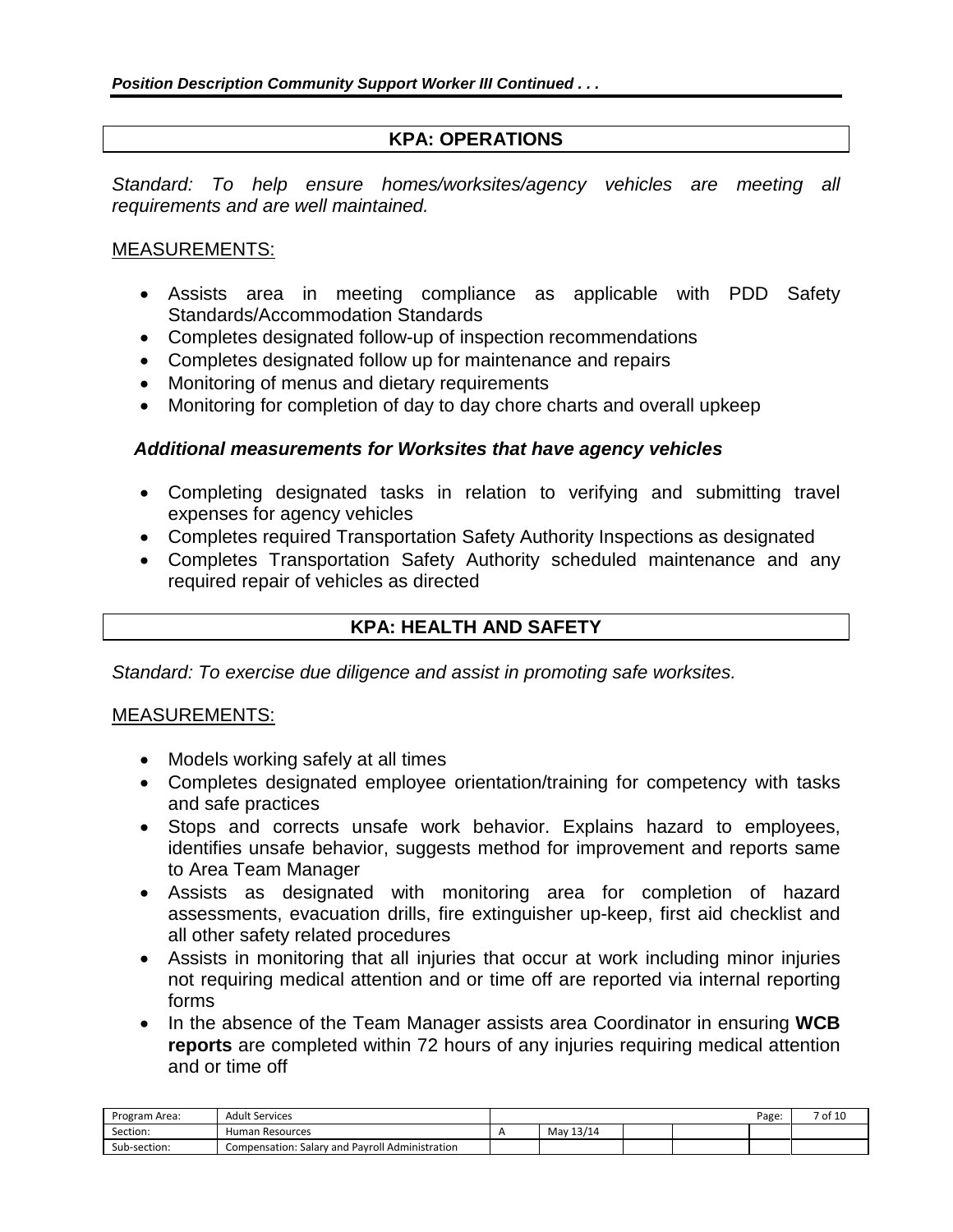## KPA: OPERATIONS

*Standard: To help ensure homes/worksites/agency vehicles are meeting all requirements and are well maintained.*

MEASUREMENTS:

- Assists area in meeting compliance as applicable with PDD Safety Standards/Accommodation Standards
- Completes designated follow-up of inspection recommendations
- Completes designated follow up for maintenance and repairs
- Monitoring of menus and dietary requirements
- Monitoring for completion of day to day chore charts and overall upkeep

***Additional measurements for Worksites that have agency vehicles***

- Completing designated tasks in relation to verifying and submitting travel expenses for agency vehicles
- Completes required Transportation Safety Authority Inspections as designated
- Completes Transportation Safety Authority scheduled maintenance and any required repair of vehicles as directed

## KPA: HEALTH AND SAFETY

*Standard: To exercise due diligence and assist in promoting safe worksites.*

MEASUREMENTS:

- Models working safely at all times
- Completes designated employee orientation/training for competency with tasks and safe practices
- Stops and corrects unsafe work behavior. Explains hazard to employees, identifies unsafe behavior, suggests method for improvement and reports same to Area Team Manager
- Assists as designated with monitoring area for completion of hazard assessments, evacuation drills, fire extinguisher up-keep, first aid checklist and all other safety related procedures
- Assists in monitoring that all injuries that occur at work including minor injuries not requiring medical attention and or time off are reported via internal reporting forms
- In the absence of the Team Manager assists area Coordinator in ensuring **WCB reports** are completed within 72 hours of any injuries requiring medical attention and or time off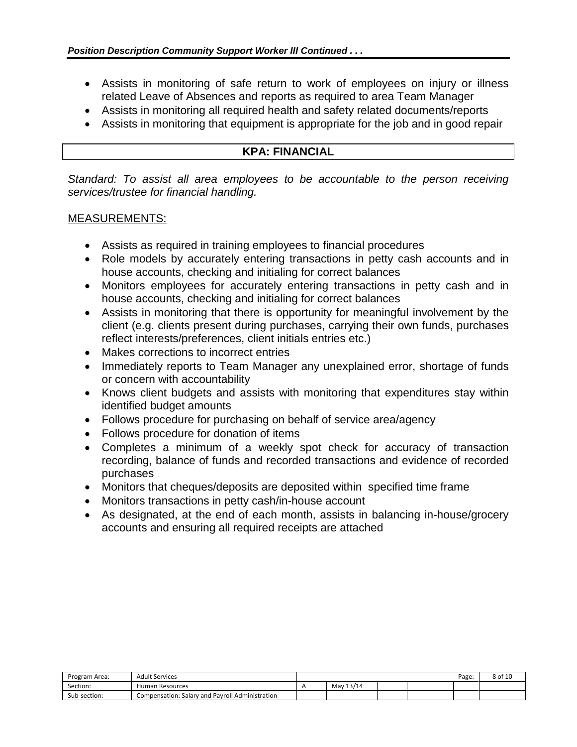- Assists in monitoring of safe return to work of employees on injury or illness related Leave of Absences and reports as required to area Team Manager
- Assists in monitoring all required health and safety related documents/reports
- Assists in monitoring that equipment is appropriate for the job and in good repair

## KPA: FINANCIAL

*Standard: To assist all area employees to be accountable to the person receiving services/trustee for financial handling.*

MEASUREMENTS:

- Assists as required in training employees to financial procedures
- Role models by accurately entering transactions in petty cash accounts and in house accounts, checking and initialing for correct balances
- Monitors employees for accurately entering transactions in petty cash and in house accounts, checking and initialing for correct balances
- Assists in monitoring that there is opportunity for meaningful involvement by the client (e.g. clients present during purchases, carrying their own funds, purchases reflect interests/preferences, client initials entries etc.)
- Makes corrections to incorrect entries
- Immediately reports to Team Manager any unexplained error, shortage of funds or concern with accountability
- Knows client budgets and assists with monitoring that expenditures stay within identified budget amounts
- Follows procedure for purchasing on behalf of service area/agency
- Follows procedure for donation of items
- Completes a minimum of a weekly spot check for accuracy of transaction recording, balance of funds and recorded transactions and evidence of recorded purchases
- Monitors that cheques/deposits are deposited within specified time frame
- Monitors transactions in petty cash/in-house account
- As designated, at the end of each month, assists in balancing in-house/grocery accounts and ensuring all required receipts are attached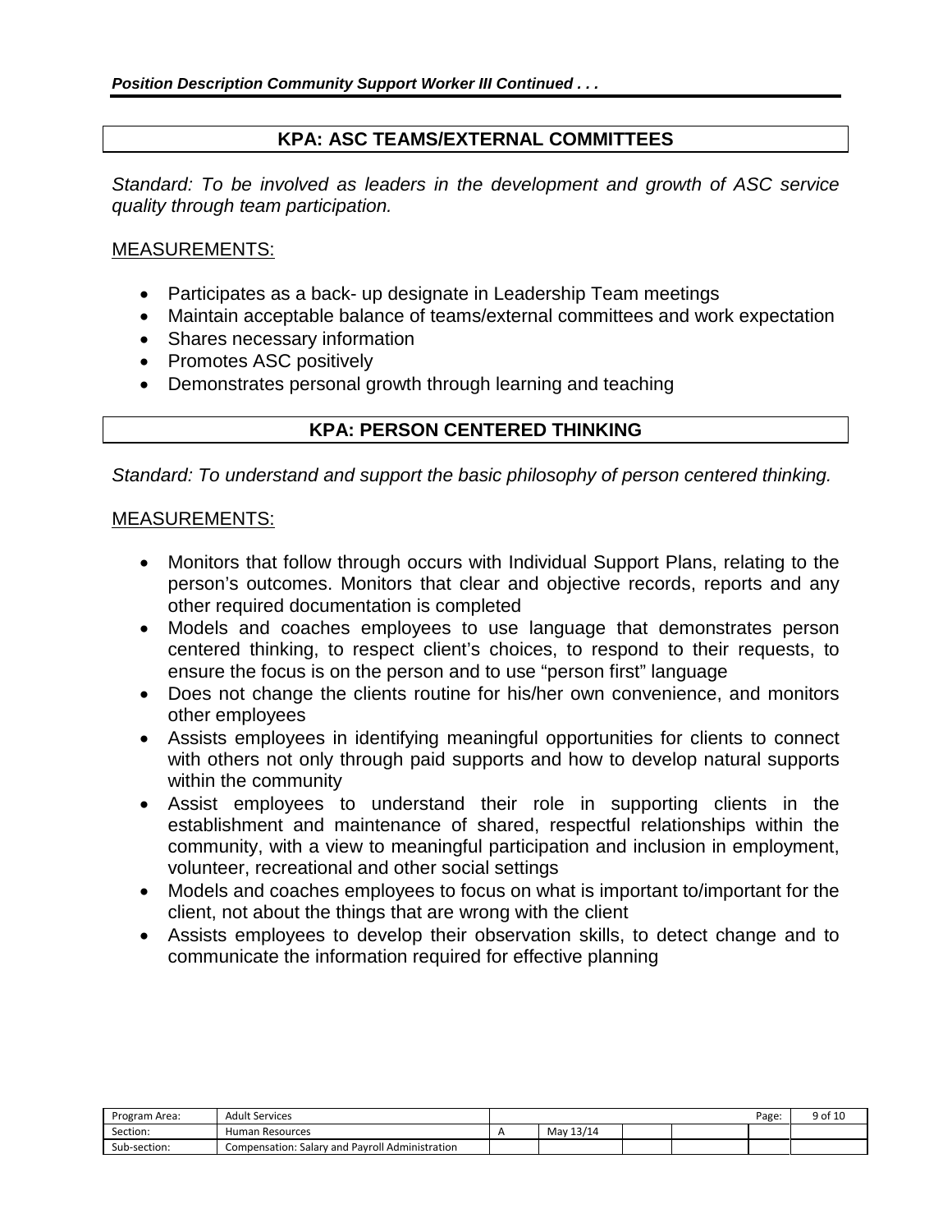## KPA: ASC TEAMS/EXTERNAL COMMITTEES

*Standard: To be involved as leaders in the development and growth of ASC service quality through team participation.*

MEASUREMENTS:

- Participates as a back- up designate in Leadership Team meetings
- Maintain acceptable balance of teams/external committees and work expectation
- Shares necessary information
- Promotes ASC positively
- Demonstrates personal growth through learning and teaching

## KPA: PERSON CENTERED THINKING

*Standard: To understand and support the basic philosophy of person centered thinking.*

MEASUREMENTS:

- Monitors that follow through occurs with Individual Support Plans, relating to the person's outcomes. Monitors that clear and objective records, reports and any other required documentation is completed
- Models and coaches employees to use language that demonstrates person centered thinking, to respect client's choices, to respond to their requests, to ensure the focus is on the person and to use "person first" language
- Does not change the clients routine for his/her own convenience, and monitors other employees
- Assists employees in identifying meaningful opportunities for clients to connect with others not only through paid supports and how to develop natural supports within the community
- Assist employees to understand their role in supporting clients in the establishment and maintenance of shared, respectful relationships within the community, with a view to meaningful participation and inclusion in employment, volunteer, recreational and other social settings
- Models and coaches employees to focus on what is important to/important for the client, not about the things that are wrong with the client
- Assists employees to develop their observation skills, to detect change and to communicate the information required for effective planning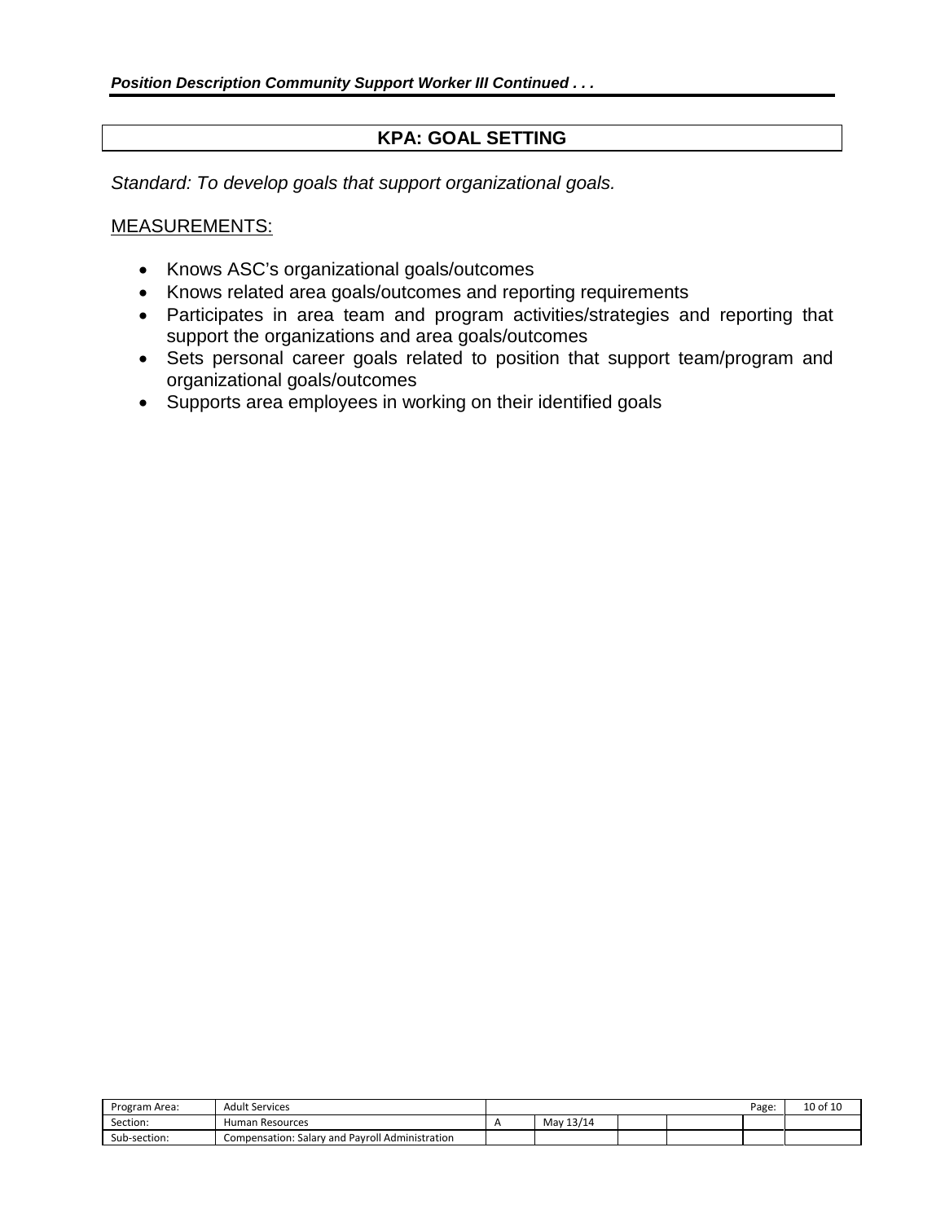## KPA: GOAL SETTING

*Standard: To develop goals that support organizational goals.*

MEASUREMENTS:

- Knows ASC's organizational goals/outcomes
- Knows related area goals/outcomes and reporting requirements
- Participates in area team and program activities/strategies and reporting that support the organizations and area goals/outcomes
- Sets personal career goals related to position that support team/program and organizational goals/outcomes
- Supports area employees in working on their identified goals